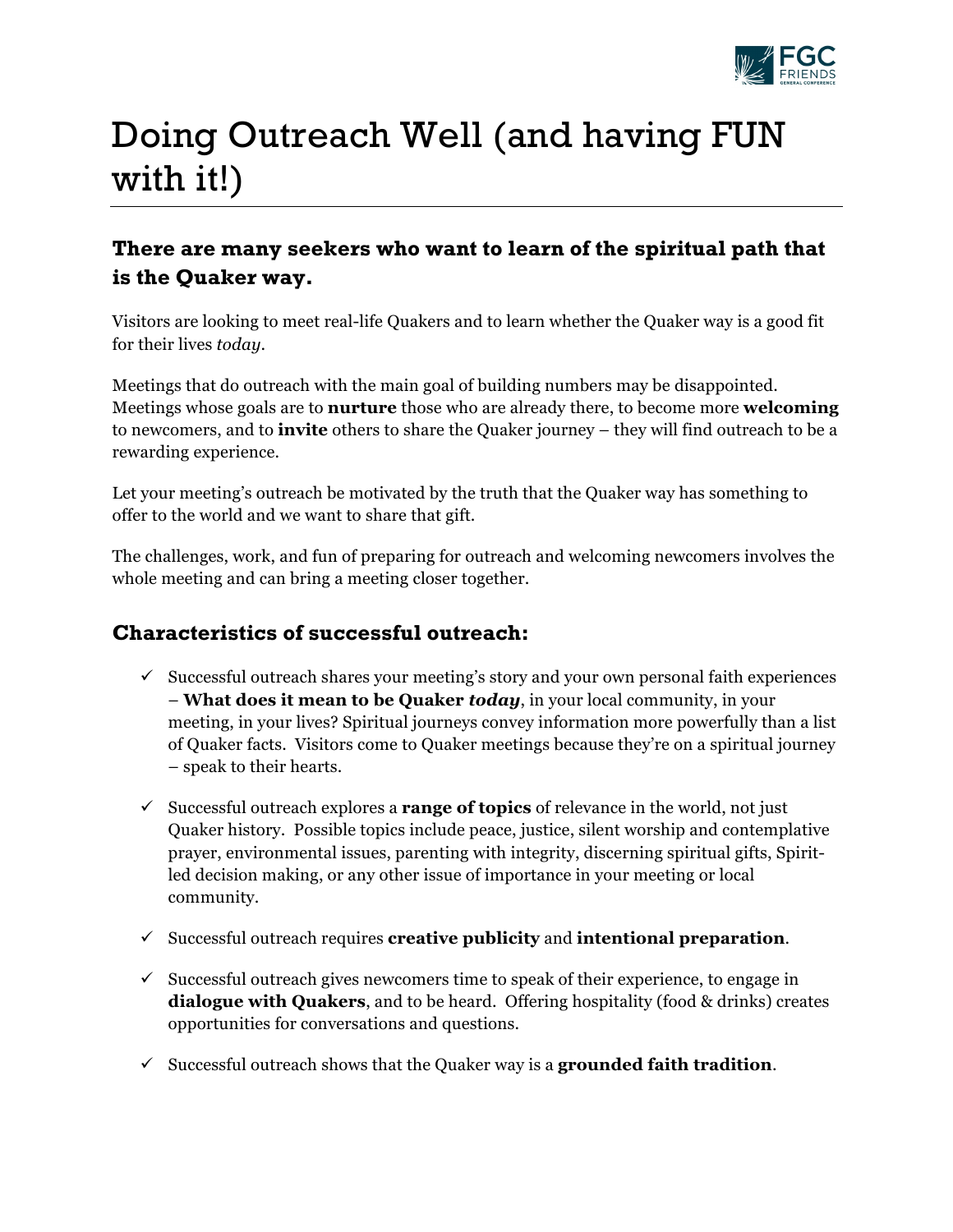# Doing Outreach Well (and having FUN with it!)

## There are many seekers who want to learn of the spiritual path that is the Quaker way.

Visitors are looking to meet real-life Quakers and to learn whether the Quaker way is a good fit for their lives *today*.

Meetings that do outreach with the main goal of building numbers may be disappointed. Meetings whose goals are to **nurture** those who are already there, to become more **welcoming** to newcomers, and to **invite** others to share the Quaker journey – they will find outreach to be a rewarding experience.

Let your meeting's outreach be motivated by the truth that the Quaker way has something to offer to the world and we want to share that gift.

The challenges, work, and fun of preparing for outreach and welcoming newcomers involves the whole meeting and can bring a meeting closer together.

### Characteristics of successful outreach:

- ✓ Successful outreach shares your meeting's story and your own personal faith experiences – **What does it mean to be Quaker *today***, in your local community, in your meeting, in your lives? Spiritual journeys convey information more powerfully than a list of Quaker facts. Visitors come to Quaker meetings because they're on a spiritual journey – speak to their hearts.

- ✓ Successful outreach explores a **range of topics** of relevance in the world, not just Quaker history. Possible topics include peace, justice, silent worship and contemplative prayer, environmental issues, parenting with integrity, discerning spiritual gifts, Spirit-led decision making, or any other issue of importance in your meeting or local community.

- ✓ Successful outreach requires **creative publicity** and **intentional preparation**.

- ✓ Successful outreach gives newcomers time to speak of their experience, to engage in **dialogue with Quakers**, and to be heard. Offering hospitality (food & drinks) creates opportunities for conversations and questions.

- ✓ Successful outreach shows that the Quaker way is a **grounded faith tradition**.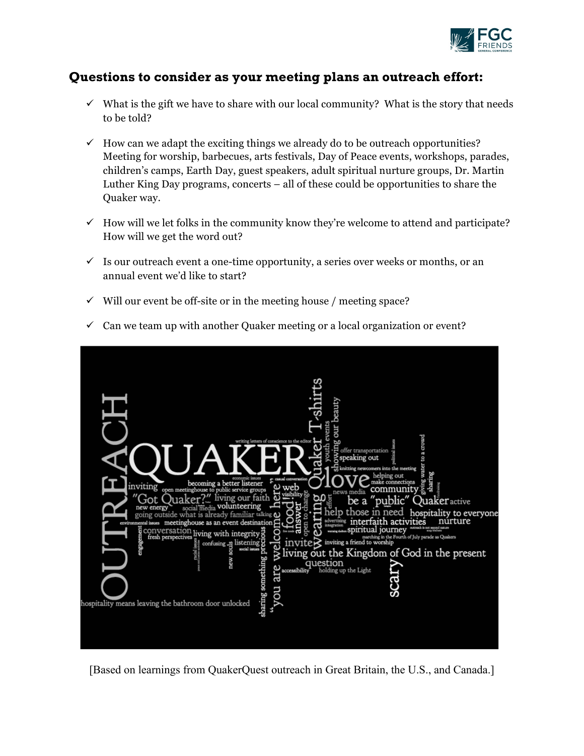## Questions to consider as your meeting plans an outreach effort:

- ✓ What is the gift we have to share with our local community? What is the story that needs to be told?
- ✓ How can we adapt the exciting things we already do to be outreach opportunities? Meeting for worship, barbecues, arts festivals, Day of Peace events, workshops, parades, children's camps, Earth Day, guest speakers, adult spiritual nurture groups, Dr. Martin Luther King Day programs, concerts – all of these could be opportunities to share the Quaker way.
- ✓ How will we let folks in the community know they're welcome to attend and participate? How will we get the word out?
- ✓ Is our outreach event a one-time opportunity, a series over weeks or months, or an annual event we'd like to start?
- ✓ Will our event be off-site or in the meeting house / meeting space?
- ✓ Can we team up with another Quaker meeting or a local organization or event?

[Based on learnings from QuakerQuest outreach in Great Britain, the U.S., and Canada.]